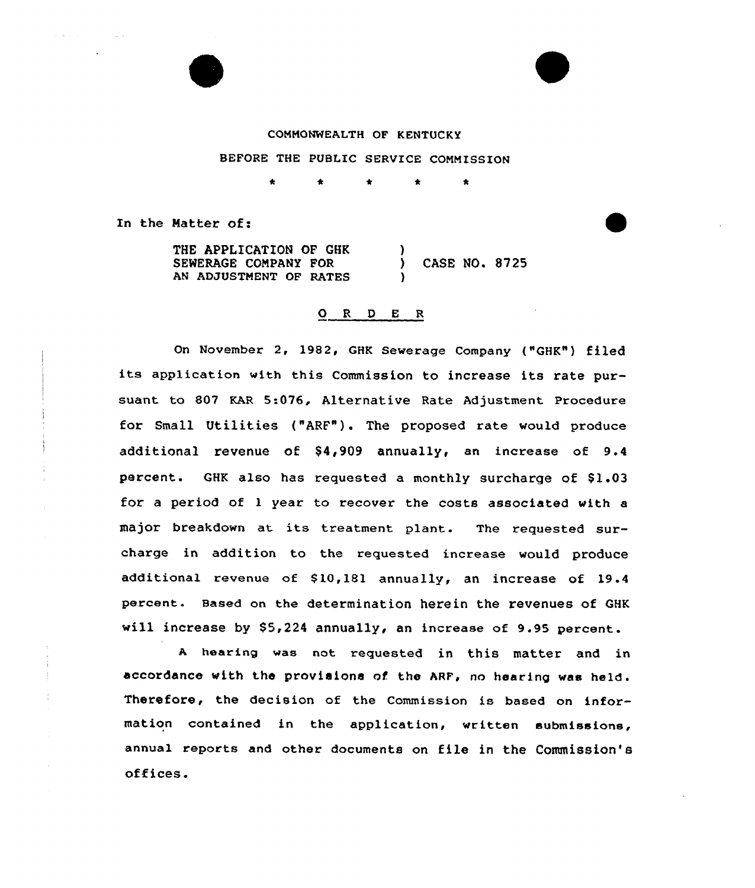COMMONWEALTH OF KENTUCKY

BEFORE THE PUBLIC SERVICE COMMISSION

\* \* \* \* \*

In the Matter of:

THE APPLICATION OF GHK SEWERAGE COMPANY FOR AN ADJUSTMENT OF RATES ) CASE NO. 8725

## O R D E R

On November 2, 1982, GHK Sewerage Company ("GHK") filed its application with this Commission to increase its rate pursuant to 807 KAR 5:076, Alternative Rate Adjustment Procedure for Small Utilities ("ARF"). The proposed rate would produce additional revenue of $4,909 annually, an increase of 9.4 percent. GHK also has requested a monthly surcharge of $1.03 for a period of 1 year to recover the costs associated with a major breakdown at its treatment plant. The requested surcharge in addition to the requested increase would produce additional revenue of $10,181 annually, an increase of 19.4 percent. Based on the determination herein the revenues of GHK will increase by $5,224 annually, an increase of 9.95 percent.

A hearing was not requested in this matter and in accordance with the provisions of the ARF, no hearing was held. Therefore, the decision of the Commission is based on information contained in the application, written submissions, annual reports and other documents on file in the Commission's offices.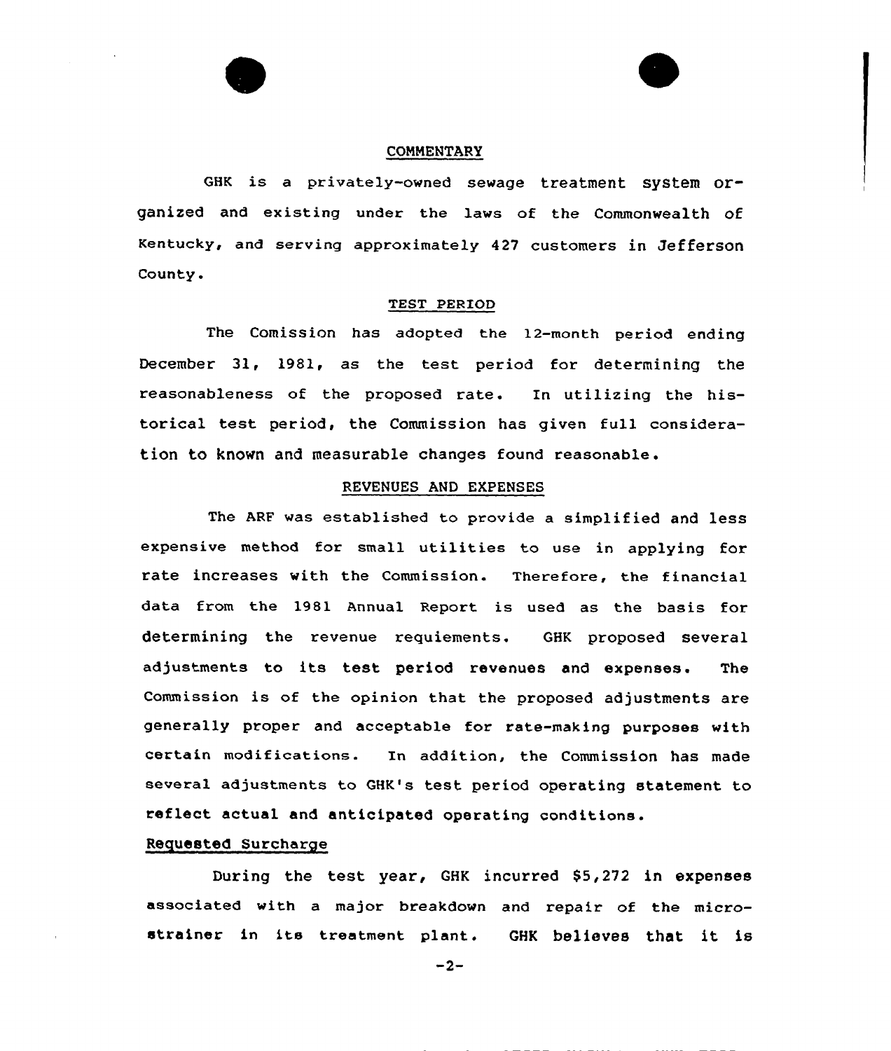## COMMENTARY

GHK is a privately-owned sewage treatment system organized and existing under the laws of the Commonwealth of Kentucky, and serving approximately 427 customers in Jefferson County.

## TEST PERIOD

The Comission has adopted the 12-month period ending December 31, 1981, as the test period for determining the reasonableness of the proposed rate. In utilizing the historical test period, the Commission has given full consideration to known and measurable changes found reasonable.

## REVENUES AND EXPENSES

The ARF was established to provide a simplified and less expensive method for small utilities to use in applying for rate increases with the Commission. Therefore, the financial data from the 1981 Annual Report is used as the basis for determining the revenue requiements. GHK proposed several adjustments to its test period revenues and expenses. The Commission is of the opinion that the proposed adjustments are generally proper and acceptable for rate-making purposes with certain modifications. In addition, the Commission has made several adjustments to GHK's test period operating statement to reflect actual and anticipated operating conditions.

### Requested Surcharge

During the test year, GHK incurred $5,272 in expenses associated with a major breakdown and repair of the microstrainer in its treatment plant. GHK believes that it is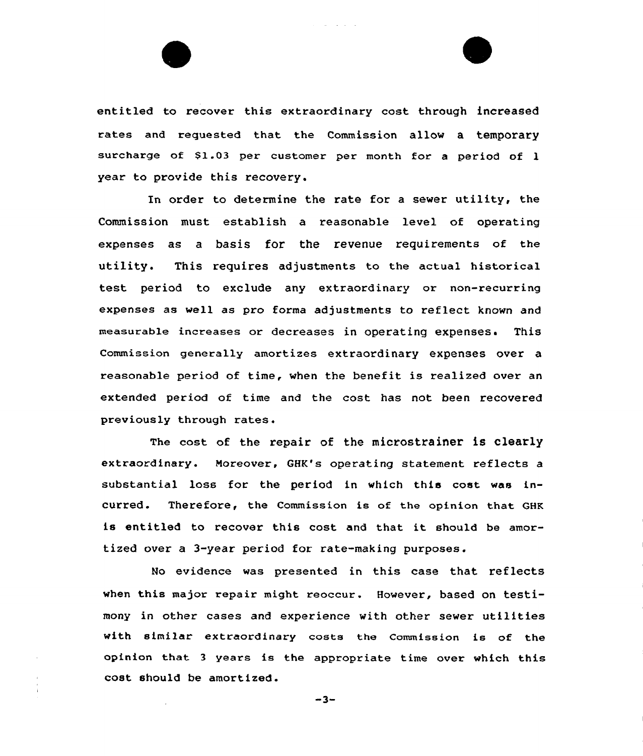entitled to recover this extraordinary cost through increased rates and requested that the Commission allow a temporary surcharge of $1.03 per customer per month for a period of 1 year to provide this recovery.

In order to determine the rate for a sewer utility, the Commission must establish a reasonable level of operating expenses as a basis for the revenue requirements of the utility. This requires adjustments to the actual historical test period to exclude any extraordinary or non-recurring expenses as well as pro forma adjustments to reflect known and measurable increases or decreases in operating expenses. This Commission generally amortizes extraordinary expenses over a reasonable period of time, when the benefit is realized over an extended period of time and the cost has not been recovered previously through rates.

The cost of the repair of the microstrainer is clearly extraordinary. Moreover, GHK's operating statement reflects a substantial loss for the period in which this cost was incurred. Therefore, the Commission is of the opinion that GHK is entitled to recover this cost and that it should be amortized over a 3-year period for rate-making purposes.

No evidence was presented in this case that reflects when this major repair might reoccur. However, based on testimony in other cases and experience with other sewer utilities with similar extraordinary costs the Commission is of the opinion that 3 years is the appropriate time over which this cost should be amortized.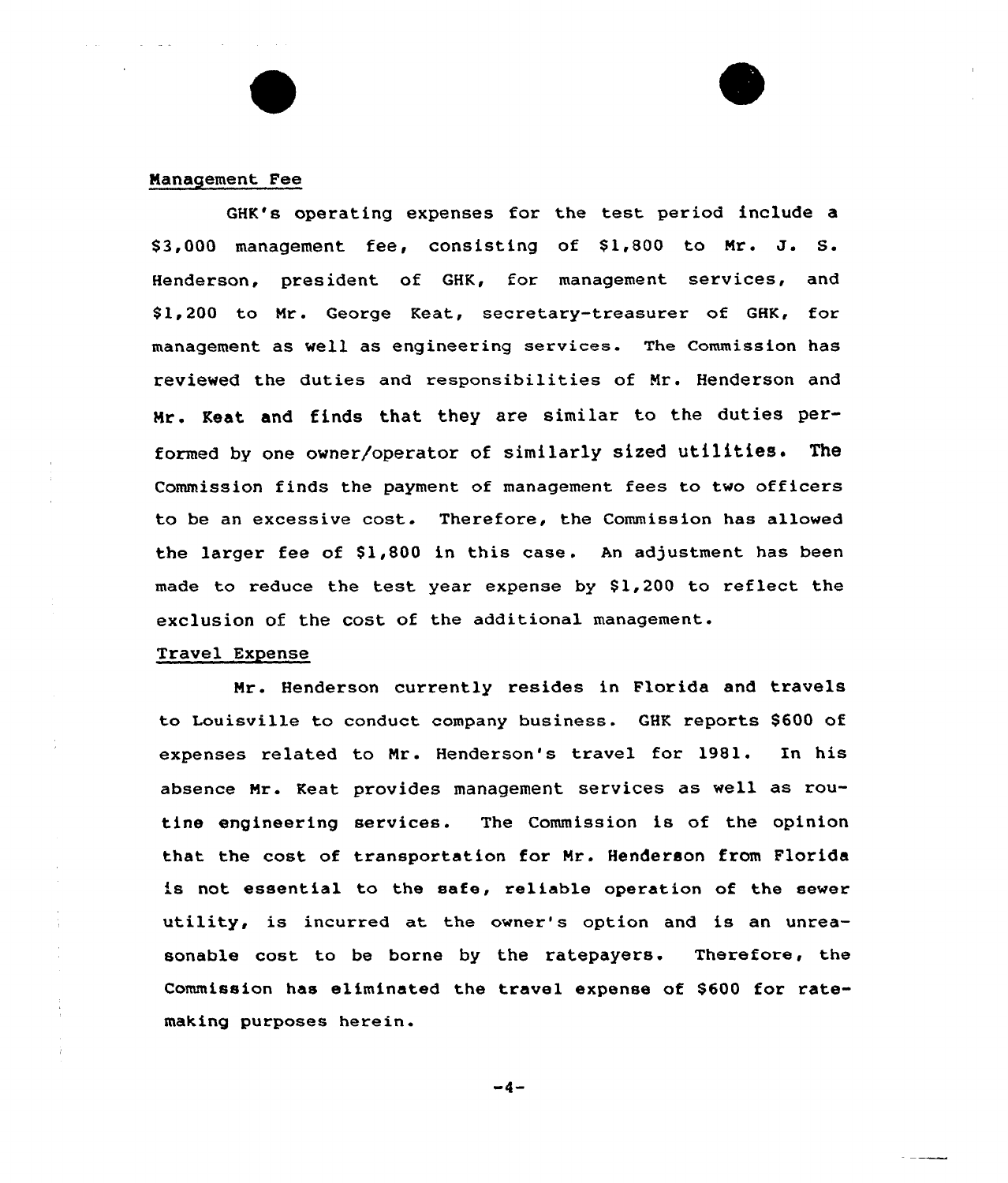Management Fee

GHK's operating expenses for the test period include a $3,000 management fee, consisting of $1,800 to Mr. J. S. Henderson, president of GHK, for management services, and $1,200 to Mr. George Keat, secretary-treasurer of GHK, for management as well as engineering services. The Commission has reviewed the duties and responsibilities of Mr. Henderson and Mr. Keat and finds that they are similar to the duties performed by one owner/operator of similarly sized utilities. The Commission finds the payment of management fees to two officers to be an excessive cost. Therefore, the Commission has allowed the larger fee of $1,800 in this case. An adjustment has been made to reduce the test year expense by $1,200 to reflect the exclusion of the cost of the additional management.

Travel Expense

Mr. Henderson currently resides in Florida and travels to Louisville to conduct company business. GHK reports $600 of expenses related to Mr. Henderson's travel for 1981. In his absence Mr. Keat provides management services as well as routine engineering services. The Commission is of the opinion that the cost of transportation for Mr. Henderson from Florida is not essential to the safe, reliable operation of the sewer utility, is incurred at the owner's option and is an unreasonable cost to be borne by the ratepayers. Therefore, the Commission has eliminated the travel expense of $600 for ratemaking purposes herein.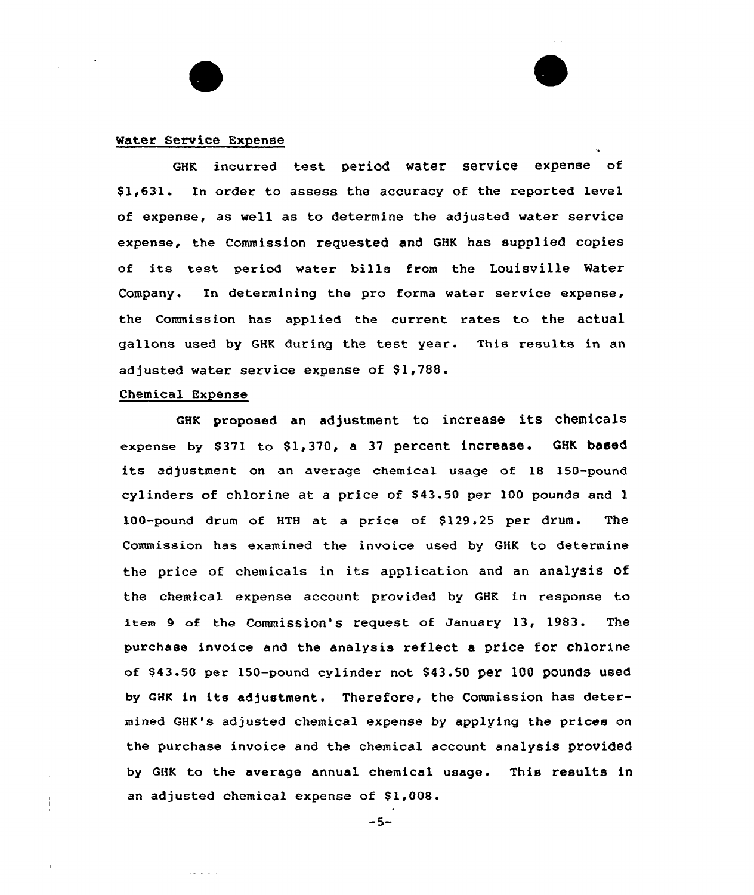Water Service Expense

GHK incurred test period water service expense of $1,631. In order to assess the accuracy of the reported level of expense, as well as to determine the adjusted water service expense, the Commission requested and GHK has supplied copies of its test period water bills from the Louisville Water Company. In determining the pro forma water service expense, the Commission has applied the current rates to the actual gallons used by GHK during the test year. This results in an adjusted water service expense of $1,788.

Chemical Expense

GHK proposed an adjustment to increase its chemicals expense by $371 to $1,370, a 37 percent increase. GHK based its adjustment on an average chemical usage of 18 150-pound cylinders of chlorine at a price of $43.50 per 100 pounds and 1 100-pound drum of HTH at a price of $129.25 per drum. The Commission has examined the invoice used by GHK to determine the price of chemicals in its application and an analysis of the chemical expense account provided by GHK in response to item 9 of the Commission's request of January 13, 1983. The purchase invoice and the analysis reflect a price for chlorine of $43.50 per 150-pound cylinder not $43.50 per 100 pounds used by GHK in its adjustment. Therefore, the Commission has determined GHK's adjusted chemical expense by applying the prices on the purchase invoice and the chemical account analysis provided by GHK to the average annual chemical usage. This results in an adjusted chemical expense of $1,008.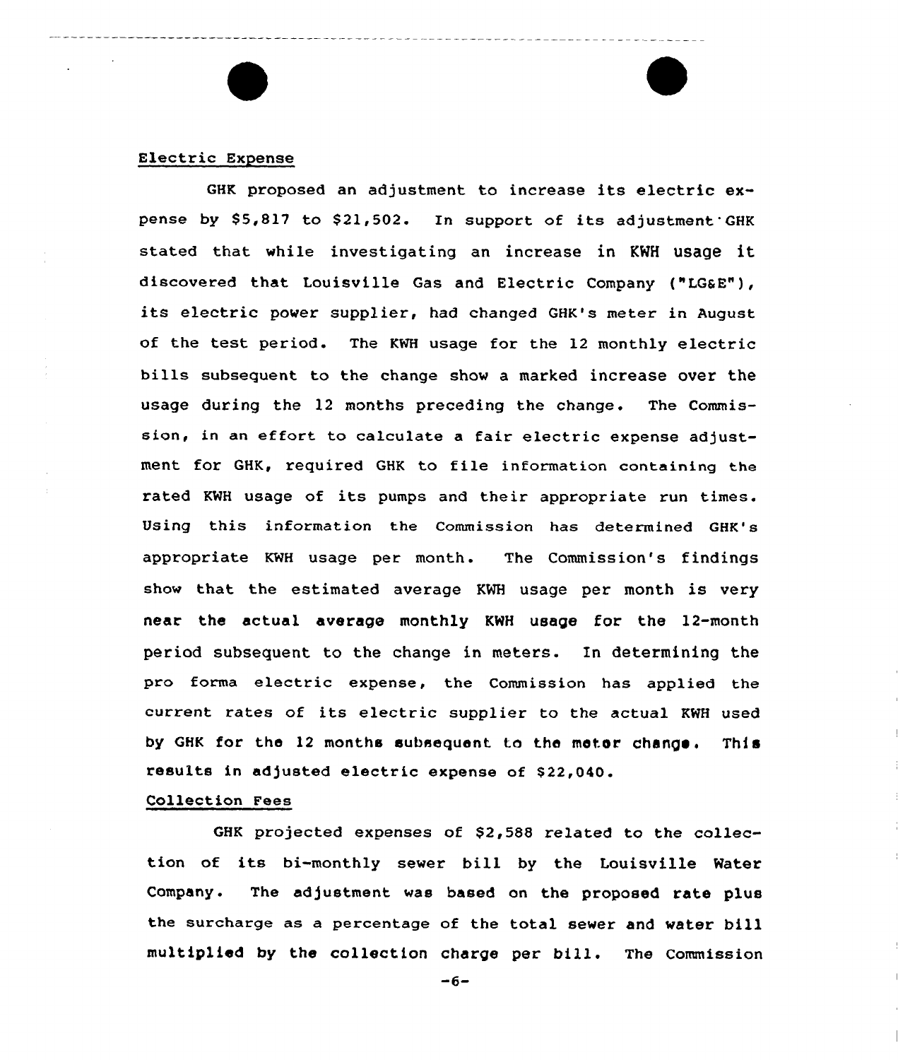## Electric Expense

GHK proposed an adjustment to increase its electric expense by $5,817 to $21,502. In support of its adjustment GHK stated that while investigating an increase in KWH usage it discovered that Louisville Gas and Electric Company ("LG&E"), its electric power supplier, had changed GHK's meter in August of the test period. The KWH usage for the 12 monthly electric bills subsequent to the change show a marked increase over the usage during the 12 months preceding the change. The Commission, in an effort to calculate a fair electric expense adjustment for GHK, required GHK to file information containing the rated KWH usage of its pumps and their appropriate run times. Using this information the Commission has determined GHK's appropriate KWH usage per month. The Commission's findings show that the estimated average KWH usage per month is very near the actual average monthly KWH usage for the 12-month period subsequent to the change in meters. In determining the pro forma electric expense, the Commission has applied the current rates of its electric supplier to the actual KWH used by GHK for the 12 months subsequent to the meter change. This results in adjusted electric expense of $22,040.

## Collection Fees

GHK projected expenses of $2,588 related to the collection of its bi-monthly sewer bill by the Louisville Water Company. The adjustment was based on the proposed rate plus the surcharge as a percentage of the total sewer and water bill multiplied by the collection charge per bill. The Commission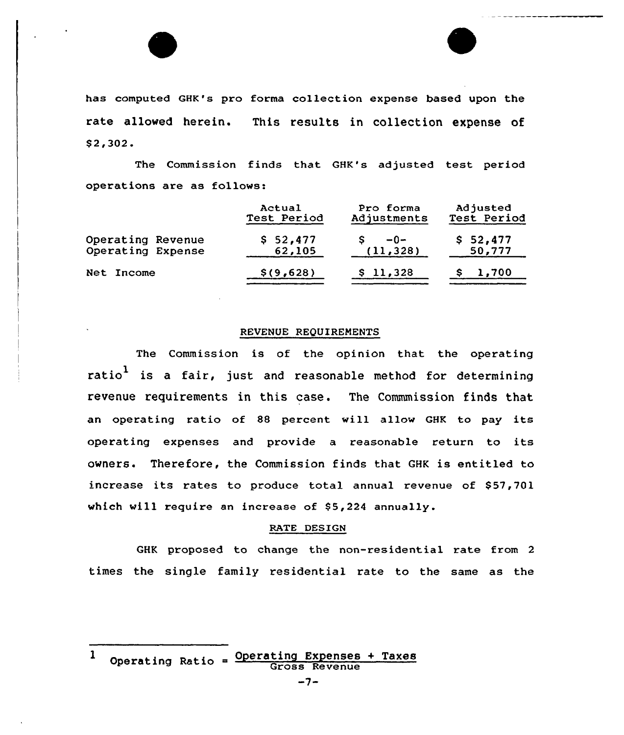has computed GHK's pro forma collection expense based upon the rate allowed herein. This results in collection expense of $2,302.

The Commission finds that GHK's adjusted test period operations are as follows:

| | Actual Test Period | Pro forma Adjustments | Adjusted Test Period |
|---|---|---|---|
| Operating Revenue | $ 52,477 | $ -0- | $ 52,477 |
| Operating Expense | 62,105 | (11,328) | 50,777 |
| Net Income | $(9,628) | $ 11,328 | $ 1,700 |

## REVENUE REQUIREMENTS

The Commission is of the opinion that the operating ratio[1] is a fair, just and reasonable method for determining revenue requirements in this case. The Commmission finds that an operating ratio of 88 percent will allow GHK to pay its operating expenses and provide a reasonable return to its owners. Therefore, the Commission finds that GHK is entitled to increase its rates to produce total annual revenue of $57,701 which will require an increase of $5,224 annually.

## RATE DESIGN

GHK proposed to change the non-residential rate from 2 times the single family residential rate to the same as the

---

[1] $\text{Operating Ratio} = \frac{\text{Operating Expenses + Taxes}}{\text{Gross Revenue}}$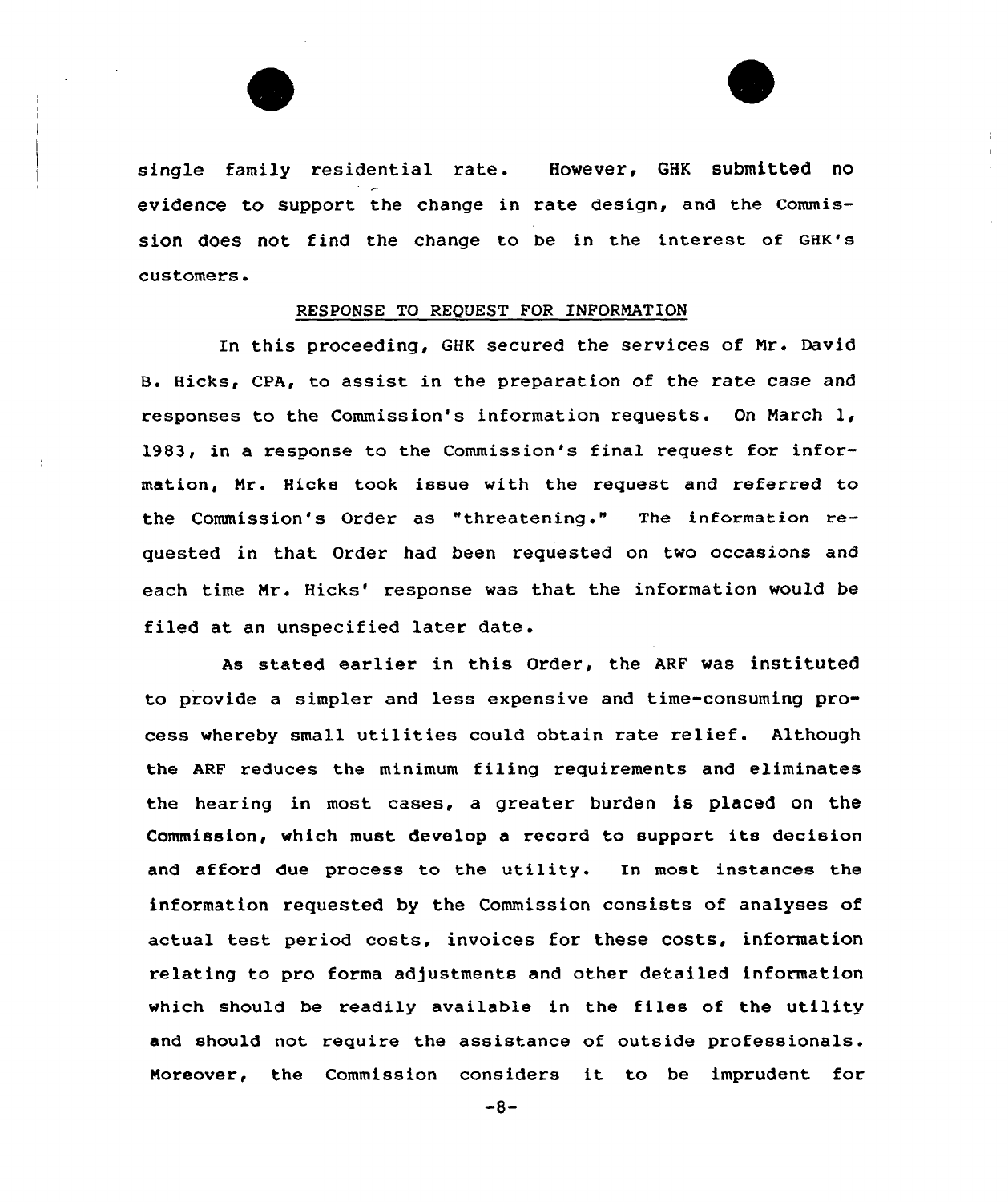single family residential rate. However, GHK submitted no evidence to support the change in rate design, and the Commission does not find the change to be in the interest of GHK's customers.

## RESPONSE TO REQUEST FOR INFORMATION

In this proceeding, GHK secured the services of Mr. David B. Hicks, CPA, to assist in the preparation of the rate case and responses to the Commission's information requests. On March 1, 1983, in a response to the Commission's final request for information, Mr. Hicks took issue with the request and referred to the Commission's Order as "threatening." The information requested in that Order had been requested on two occasions and each time Mr. Hicks' response was that the information would be filed at an unspecified later date.

As stated earlier in this Order, the ARF was instituted to provide a simpler and less expensive and time-consuming process whereby small utilities could obtain rate relief. Although the ARF reduces the minimum filing requirements and eliminates the hearing in most cases, a greater burden is placed on the Commission, which must develop a record to support its decision and afford due process to the utility. In most instances the information requested by the Commission consists of analyses of actual test period costs, invoices for these costs, information relating to pro forma adjustments and other detailed information which should be readily available in the files of the utility and should not require the assistance of outside professionals. Moreover, the Commission considers it to be imprudent for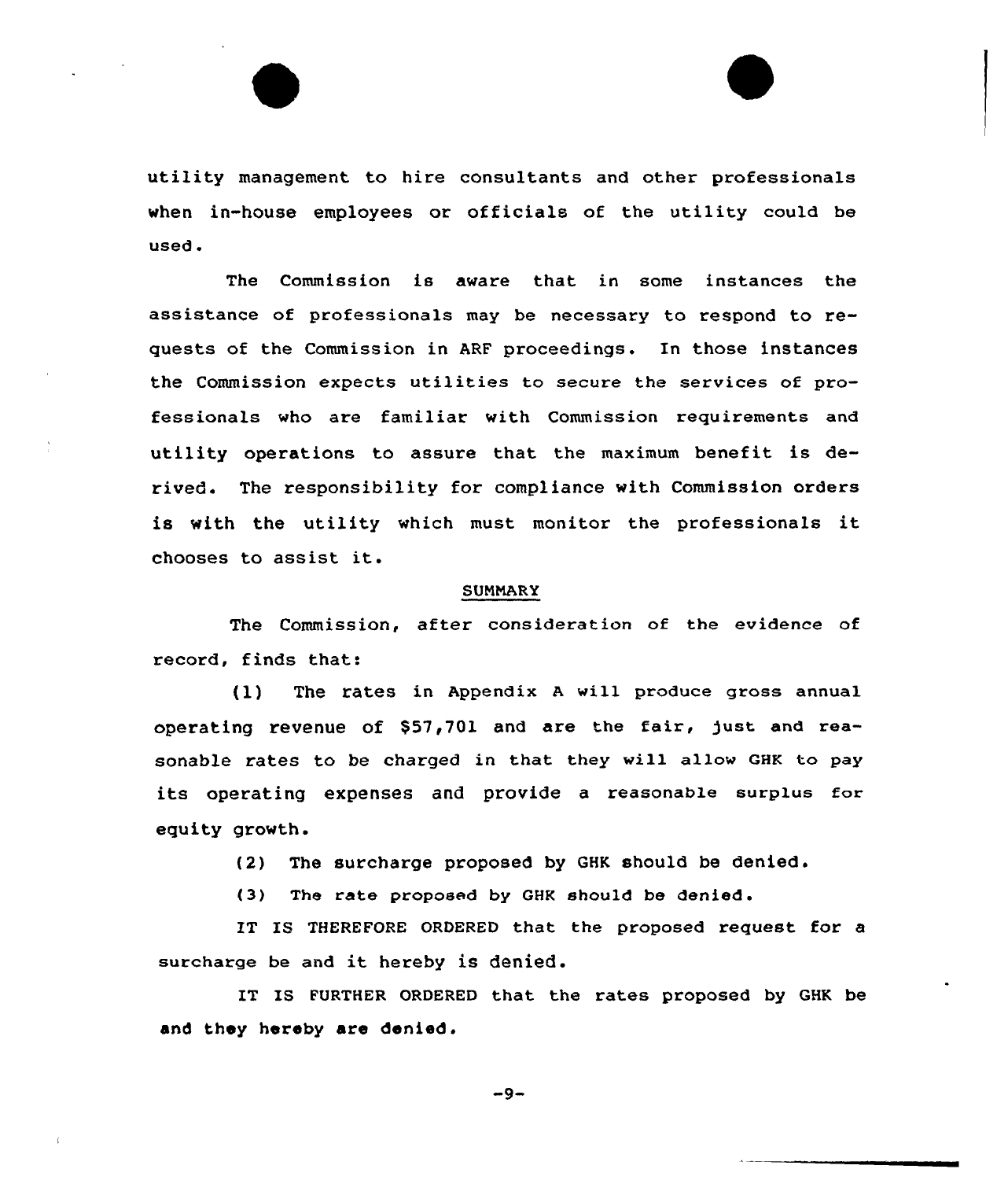utility management to hire consultants and other professionals when in-house employees or officials of the utility could be used.

The Commission is aware that in some instances the assistance of professionals may be necessary to respond to requests of the Commission in ARF proceedings. In those instances the Commission expects utilities to secure the services of professionals who are familiar with Commission requirements and utility operations to assure that the maximum benefit is derived. The responsibility for compliance with Commission orders is with the utility which must monitor the professionals it chooses to assist it.

## SUMMARY

The Commission, after consideration of the evidence of record, finds that:

(1) The rates in Appendix A will produce gross annual operating revenue of $57,701 and are the fair, just and reasonable rates to be charged in that they will allow GHK to pay its operating expenses and provide a reasonable surplus for equity growth.

(2) The surcharge proposed by GHK should be denied.

(3) The rate proposed by GHK should be denied.

IT IS THEREFORE ORDERED that the proposed request for a surcharge be and it hereby is denied.

IT IS FURTHER ORDERED that the rates proposed by GHK be and they hereby are denied.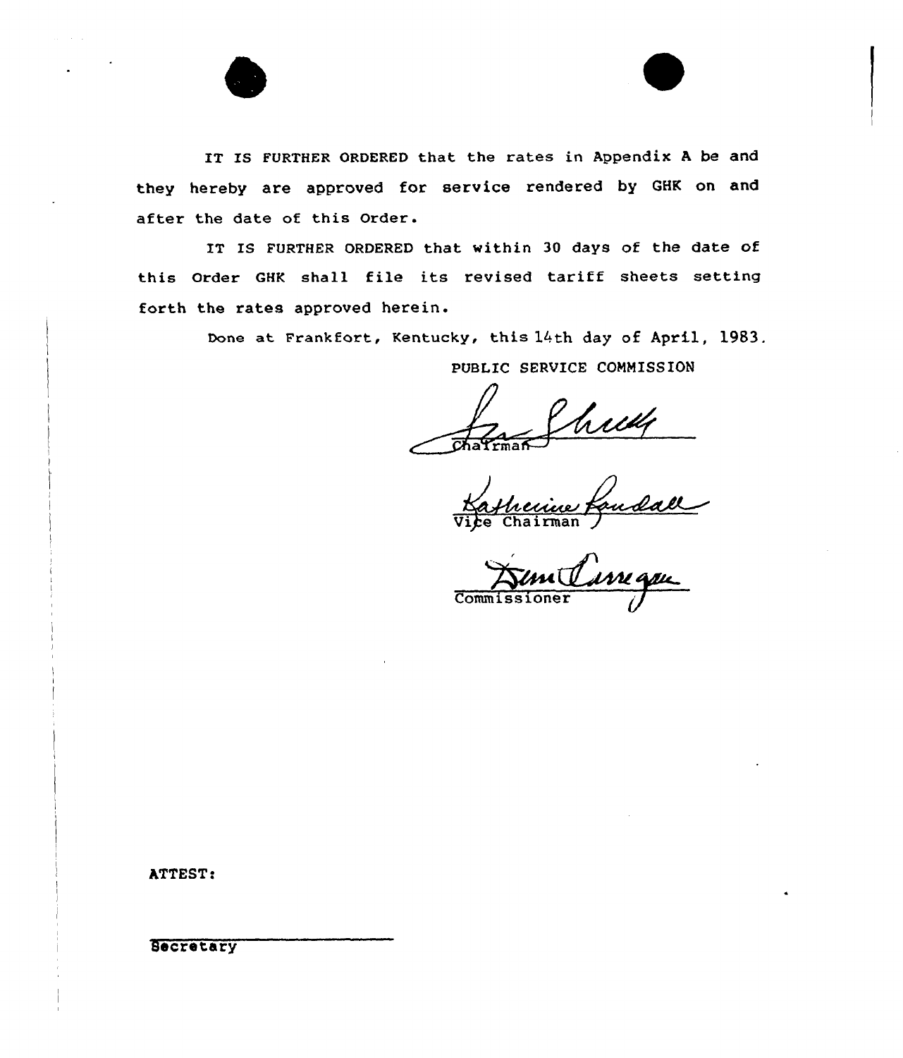IT IS FURTHER ORDERED that the rates in Appendix A be and they hereby are approved for service rendered by GHK on and after the date of this Order.

IT IS FURTHER ORDERED that within 30 days of the date of this Order GHK shall file its revised tariff sheets setting forth the rates approved herein.

Done at Frankfort, Kentucky, this 14th day of April, 1983.

PUBLIC SERVICE COMMISSION

Chairman

Vice Chairman

Commissioner

ATTEST:

Secretary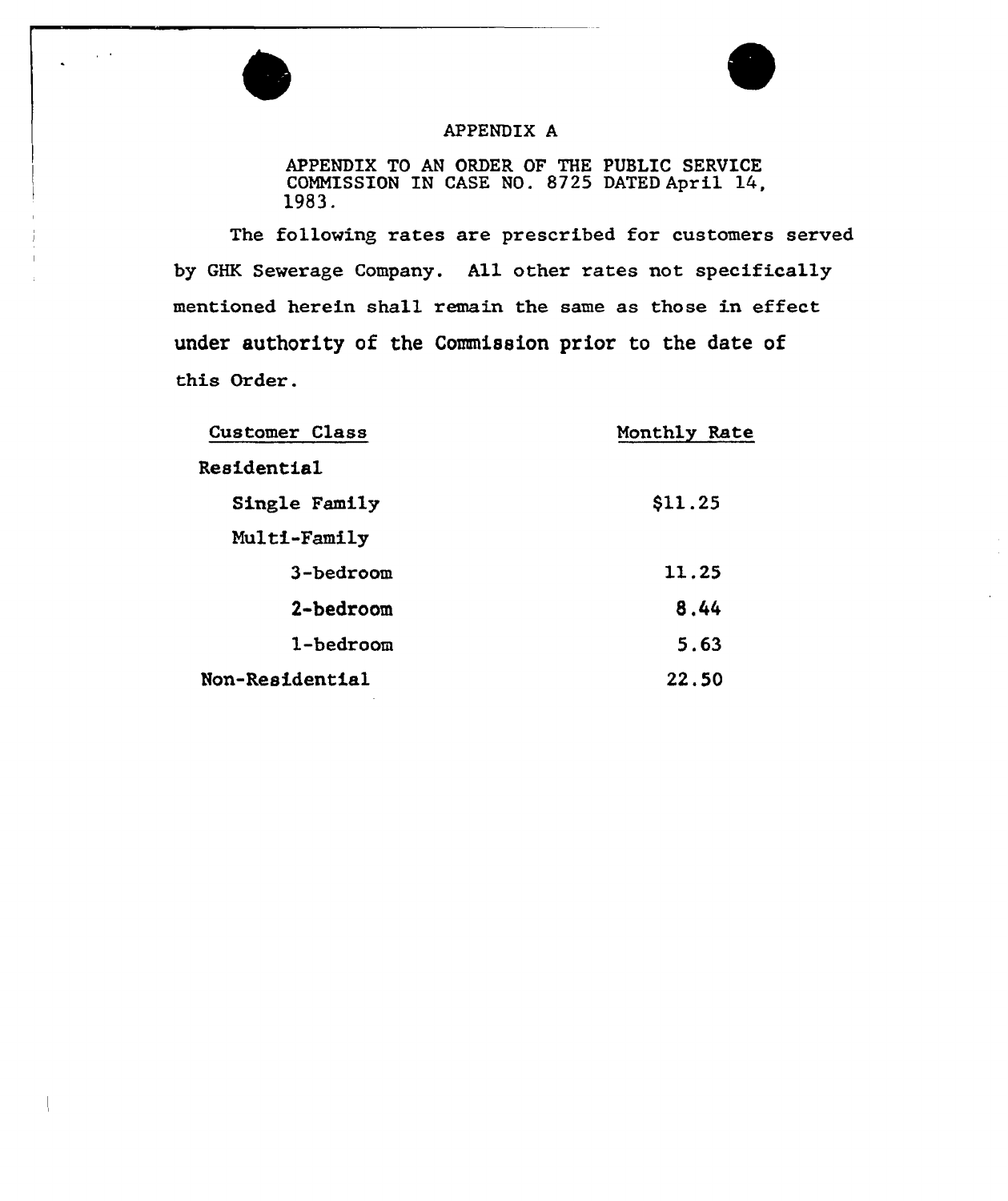# APPENDIX A

APPENDIX TO AN ORDER OF THE PUBLIC SERVICE COMMISSION IN CASE NO. 8725 DATED April 14, 1983.

The following rates are prescribed for customers served by GHK Sewerage Company. All other rates not specifically mentioned herein shall remain the same as those in effect under authority of the Commission prior to the date of this Order.

| Customer Class | Monthly Rate |
|---|---|
| Residential | |
| Single Family | $11.25 |
| Multi-Family | |
| 3-bedroom | 11.25 |
| 2-bedroom | 8.44 |
| 1-bedroom | 5.63 |
| Non-Residential | 22.50 |